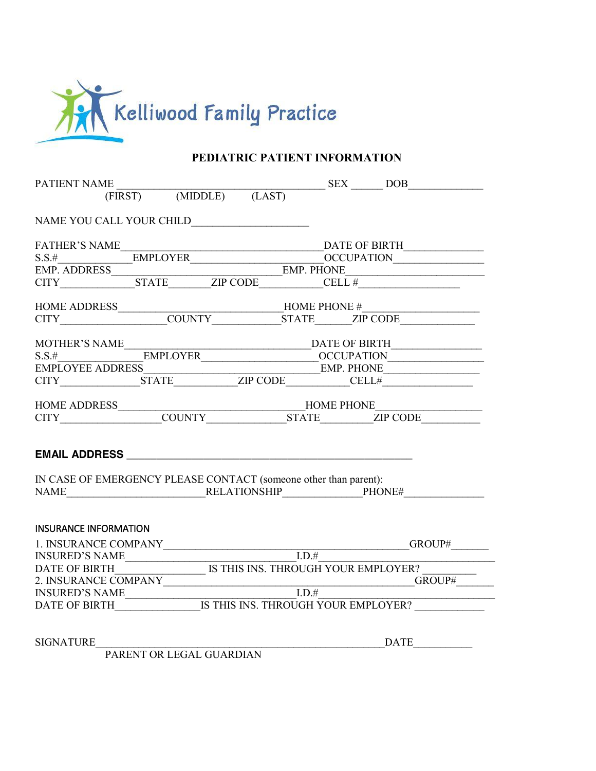Kelliwood Family Practice

## PEDIATRIC PATIENT INFORMATION

PATIENT NAME ______________________________________ SEX ______ DOB _____________
(FIRST) (MIDDLE) (LAST)

NAME YOU CALL YOUR CHILD _____________________

FATHER'S NAME ____________________________________ DATE OF BIRTH ______________
S.S.# ______________ EMPLOYER ________________________ OCCUPATION _______________
EMP. ADDRESS ______________________________ EMP. PHONE _________________________
CITY ______________ STATE ________ ZIP CODE ___________ CELL # __________________

HOME ADDRESS ______________________________ HOME PHONE # ______________________
CITY __________________ COUNTY ____________ STATE ______ ZIP CODE _____________

MOTHER'S NAME ________________________________ DATE OF BIRTH ________________
S.S.# ________________ EMPLOYER ______________________ OCCUPATION _______________
EMPLOYEE ADDRESS ______________________________ EMP. PHONE ____________________
CITY ______________ STATE ___________ ZIP CODE ___________ CELL# ________________

HOME ADDRESS ________________________________ HOME PHONE ________________________
CITY __________________ COUNTY ______________ STATE _________ ZIP CODE __________

**EMAIL ADDRESS** ____________________________________________________

IN CASE OF EMERGENCY PLEASE CONTACT (someone other than parent):
NAME _________________________ RELATIONSHIP ______________ PHONE# ______________

INSURANCE INFORMATION

1. INSURANCE COMPANY __________________________________________ GROUP# _______
INSURED'S NAME ______________________________ I.D.# _______________________________
DATE OF BIRTH ________________ IS THIS INS. THROUGH YOUR EMPLOYER? __________
2. INSURANCE COMPANY ___________________________________________ GROUP# _______
INSURED'S NAME ______________________________ I.D.# _______________________________
DATE OF BIRTH _______________ IS THIS INS. THROUGH YOUR EMPLOYER? ____________

SIGNATURE ____________________________________________________ DATE ___________
PARENT OR LEGAL GUARDIAN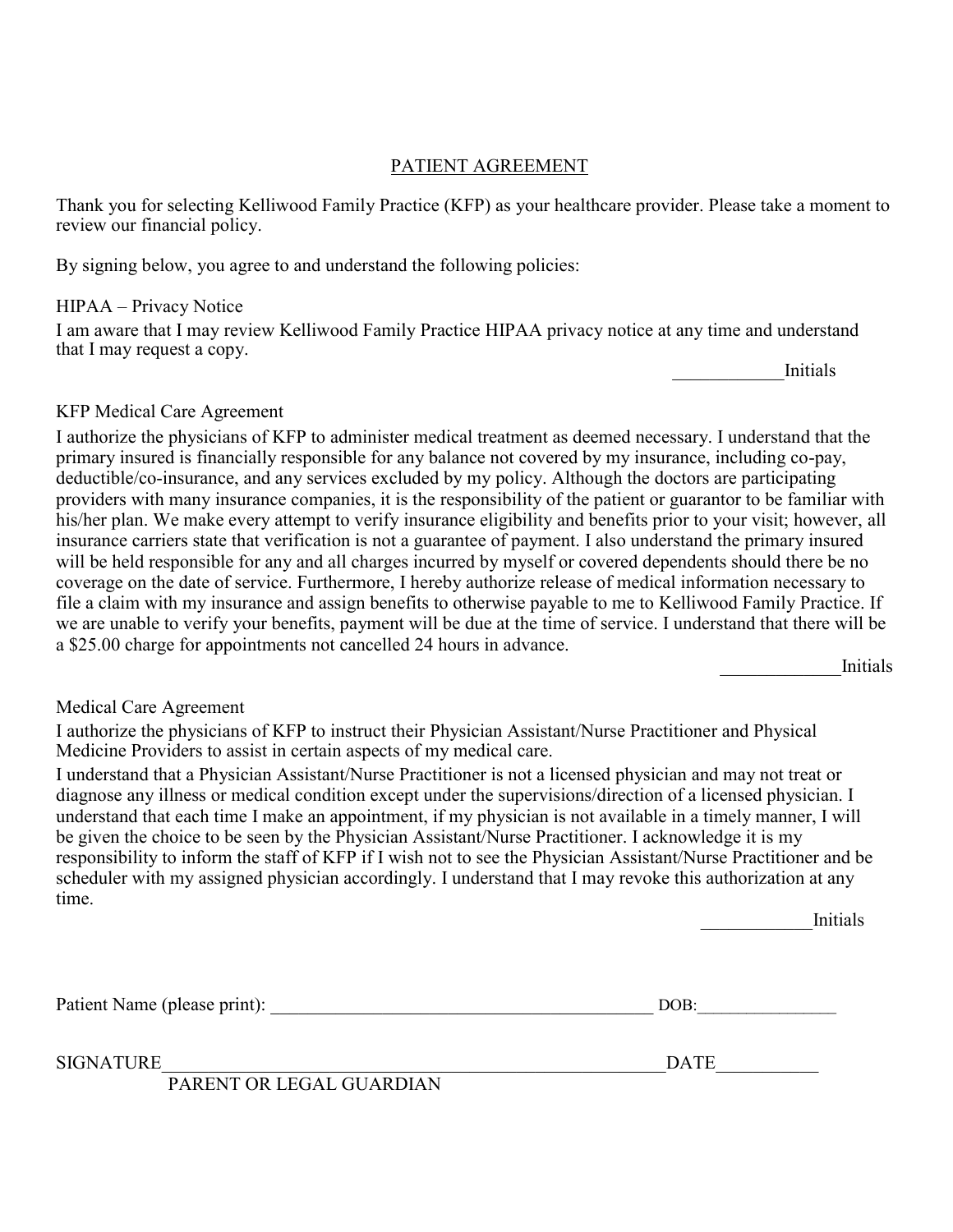## PATIENT AGREEMENT

Thank you for selecting Kelliwood Family Practice (KFP) as your healthcare provider. Please take a moment to review our financial policy.

By signing below, you agree to and understand the following policies:

HIPAA – Privacy Notice

I am aware that I may review Kelliwood Family Practice HIPAA privacy notice at any time and understand that I may request a copy.

____________Initials

KFP Medical Care Agreement

I authorize the physicians of KFP to administer medical treatment as deemed necessary. I understand that the primary insured is financially responsible for any balance not covered by my insurance, including co-pay, deductible/co-insurance, and any services excluded by my policy. Although the doctors are participating providers with many insurance companies, it is the responsibility of the patient or guarantor to be familiar with his/her plan. We make every attempt to verify insurance eligibility and benefits prior to your visit; however, all insurance carriers state that verification is not a guarantee of payment. I also understand the primary insured will be held responsible for any and all charges incurred by myself or covered dependents should there be no coverage on the date of service. Furthermore, I hereby authorize release of medical information necessary to file a claim with my insurance and assign benefits to otherwise payable to me to Kelliwood Family Practice. If we are unable to verify your benefits, payment will be due at the time of service. I understand that there will be a $25.00 charge for appointments not cancelled 24 hours in advance.

_____________Initials

Medical Care Agreement

I authorize the physicians of KFP to instruct their Physician Assistant/Nurse Practitioner and Physical Medicine Providers to assist in certain aspects of my medical care.

I understand that a Physician Assistant/Nurse Practitioner is not a licensed physician and may not treat or diagnose any illness or medical condition except under the supervisions/direction of a licensed physician. I understand that each time I make an appointment, if my physician is not available in a timely manner, I will be given the choice to be seen by the Physician Assistant/Nurse Practitioner. I acknowledge it is my responsibility to inform the staff of KFP if I wish not to see the Physician Assistant/Nurse Practitioner and be scheduler with my assigned physician accordingly. I understand that I may revoke this authorization at any time.

____________Initials

Patient Name (please print): ___________________________________________ DOB:________________

SIGNATURE_______________________________________________________DATE___________

PARENT OR LEGAL GUARDIAN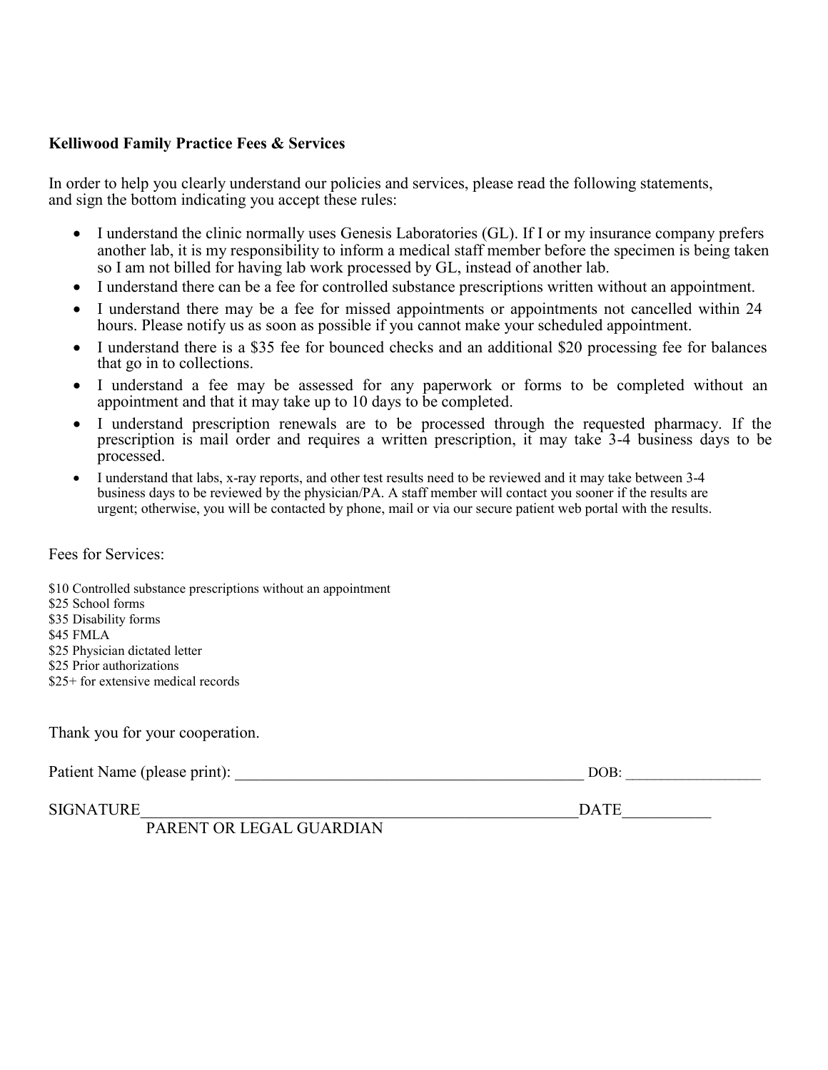**Kelliwood Family Practice Fees & Services**

In order to help you clearly understand our policies and services, please read the following statements, and sign the bottom indicating you accept these rules:

- I understand the clinic normally uses Genesis Laboratories (GL). If I or my insurance company prefers another lab, it is my responsibility to inform a medical staff member before the specimen is being taken so I am not billed for having lab work processed by GL, instead of another lab.
- I understand there can be a fee for controlled substance prescriptions written without an appointment.
- I understand there may be a fee for missed appointments or appointments not cancelled within 24 hours. Please notify us as soon as possible if you cannot make your scheduled appointment.
- I understand there is a $35 fee for bounced checks and an additional $20 processing fee for balances that go in to collections.
- I understand a fee may be assessed for any paperwork or forms to be completed without an appointment and that it may take up to 10 days to be completed.
- I understand prescription renewals are to be processed through the requested pharmacy. If the prescription is mail order and requires a written prescription, it may take 3-4 business days to be processed.
- I understand that labs, x-ray reports, and other test results need to be reviewed and it may take between 3-4 business days to be reviewed by the physician/PA. A staff member will contact you sooner if the results are urgent; otherwise, you will be contacted by phone, mail or via our secure patient web portal with the results.

Fees for Services:

$10 Controlled substance prescriptions without an appointment
$25 School forms
$35 Disability forms
$45 FMLA
$25 Physician dictated letter
$25 Prior authorizations
$25+ for extensive medical records

Thank you for your cooperation.

Patient Name (please print): ____________________________________________ DOB: _________________

SIGNATURE_______________________________________________________DATE__________
PARENT OR LEGAL GUARDIAN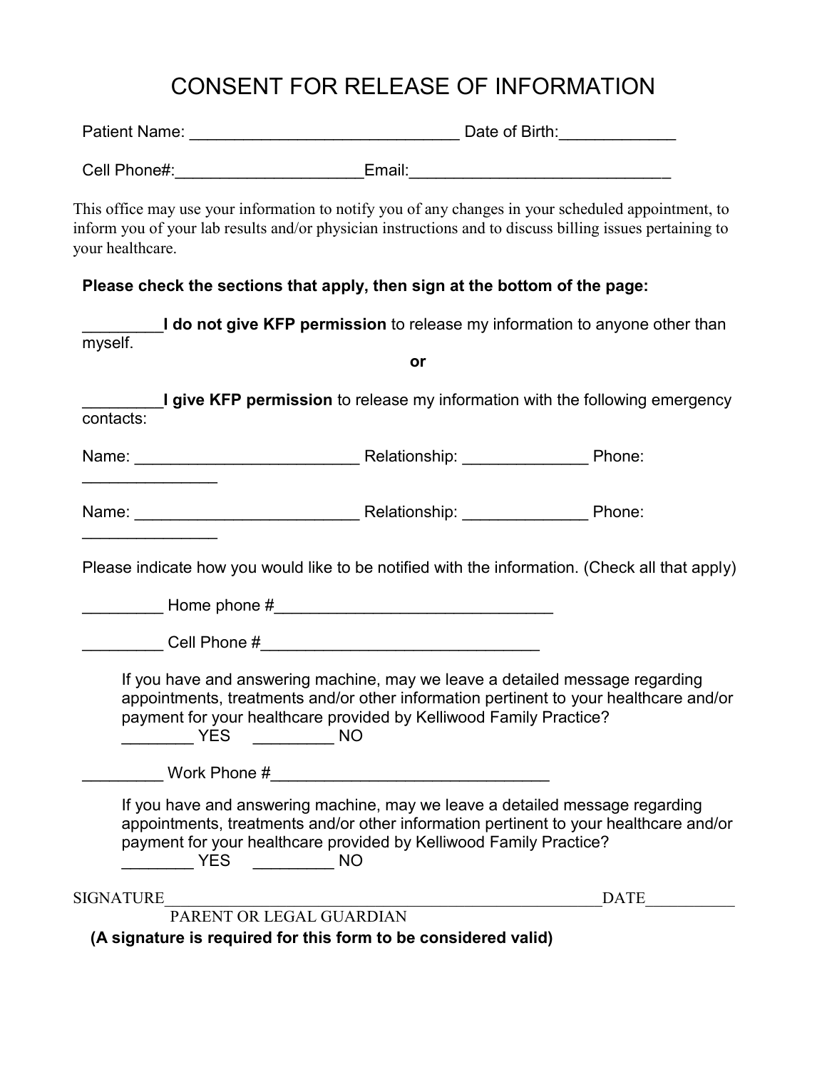# CONSENT FOR RELEASE OF INFORMATION

Patient Name: ______________________________ Date of Birth:_____________

Cell Phone#:_____________________Email:_____________________________

This office may use your information to notify you of any changes in your scheduled appointment, to inform you of your lab results and/or physician instructions and to discuss billing issues pertaining to your healthcare.

**Please check the sections that apply, then sign at the bottom of the page:**

_________**I do not give KFP permission** to release my information to anyone other than myself.

**or**

_________**I give KFP permission** to release my information with the following emergency contacts:

Name: _________________________ Relationship: ______________ Phone: _______________

Name: _________________________ Relationship: ______________ Phone: _______________

Please indicate how you would like to be notified with the information. (Check all that apply)

_________ Home phone #_______________________________

_________ Cell Phone #_______________________________

If you have and answering machine, may we leave a detailed message regarding appointments, treatments and/or other information pertinent to your healthcare and/or payment for your healthcare provided by Kelliwood Family Practice?
________ YES _________ NO

_________ Work Phone #_______________________________

If you have and answering machine, may we leave a detailed message regarding appointments, treatments and/or other information pertinent to your healthcare and/or payment for your healthcare provided by Kelliwood Family Practice?
________ YES _________ NO

SIGNATURE_____________________________________________________DATE___________
PARENT OR LEGAL GUARDIAN

**(A signature is required for this form to be considered valid)**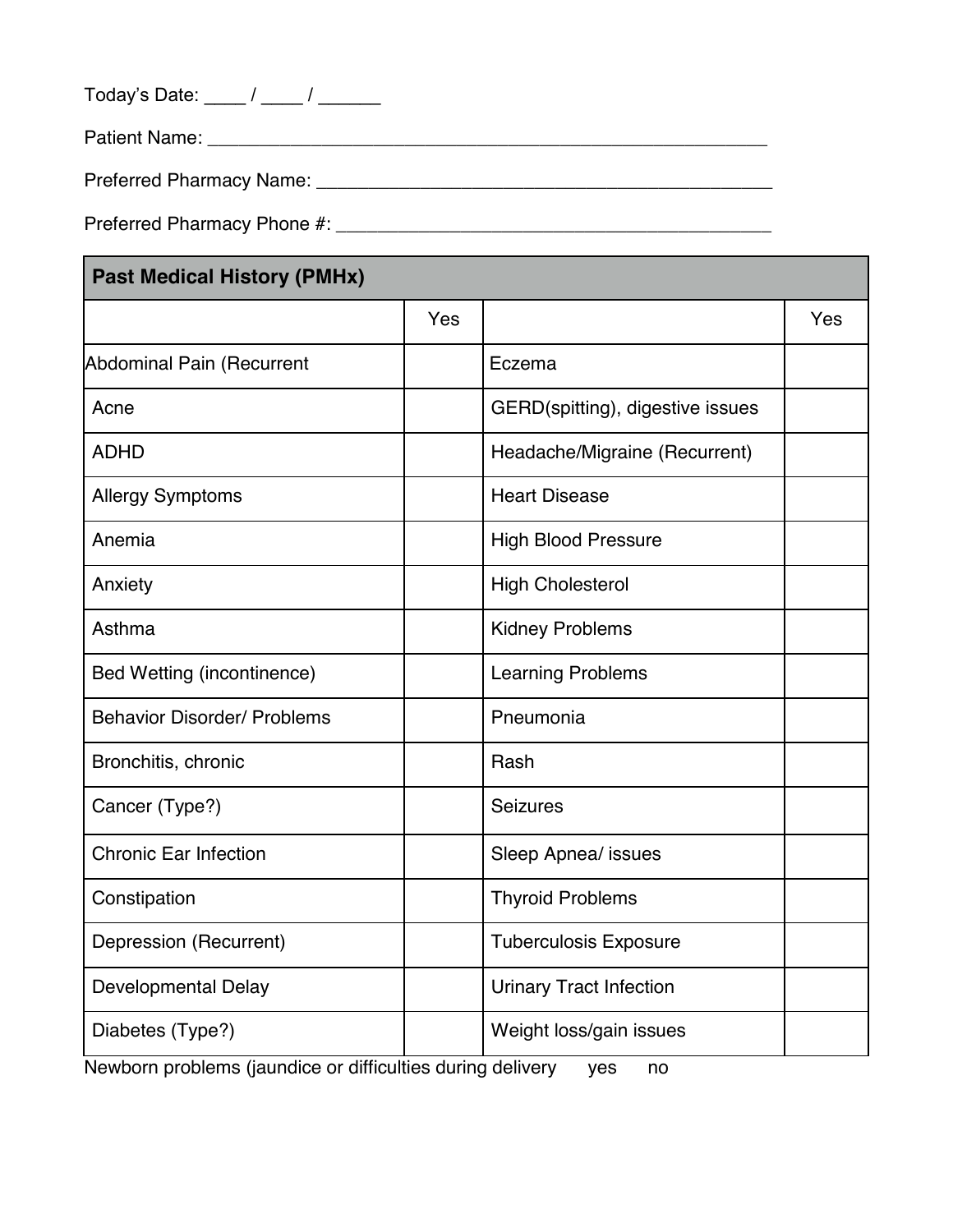Today's Date: ____ / ____ / ______

Patient Name: ________________________________________________________

Preferred Pharmacy Name: ______________________________________________

Preferred Pharmacy Phone #: ____________________________________________

| Past Medical History (PMHx) | | | |
|---|---|---|---|
| | Yes | | Yes |
| Abdominal Pain (Recurrent | | Eczema | |
| Acne | | GERD(spitting), digestive issues | |
| ADHD | | Headache/Migraine (Recurrent) | |
| Allergy Symptoms | | Heart Disease | |
| Anemia | | High Blood Pressure | |
| Anxiety | | High Cholesterol | |
| Asthma | | Kidney Problems | |
| Bed Wetting (incontinence) | | Learning Problems | |
| Behavior Disorder/ Problems | | Pneumonia | |
| Bronchitis, chronic | | Rash | |
| Cancer (Type?) | | Seizures | |
| Chronic Ear Infection | | Sleep Apnea/ issues | |
| Constipation | | Thyroid Problems | |
| Depression (Recurrent) | | Tuberculosis Exposure | |
| Developmental Delay | | Urinary Tract Infection | |
| Diabetes (Type?) | | Weight loss/gain issues | |

Newborn problems (jaundice or difficulties during delivery yes no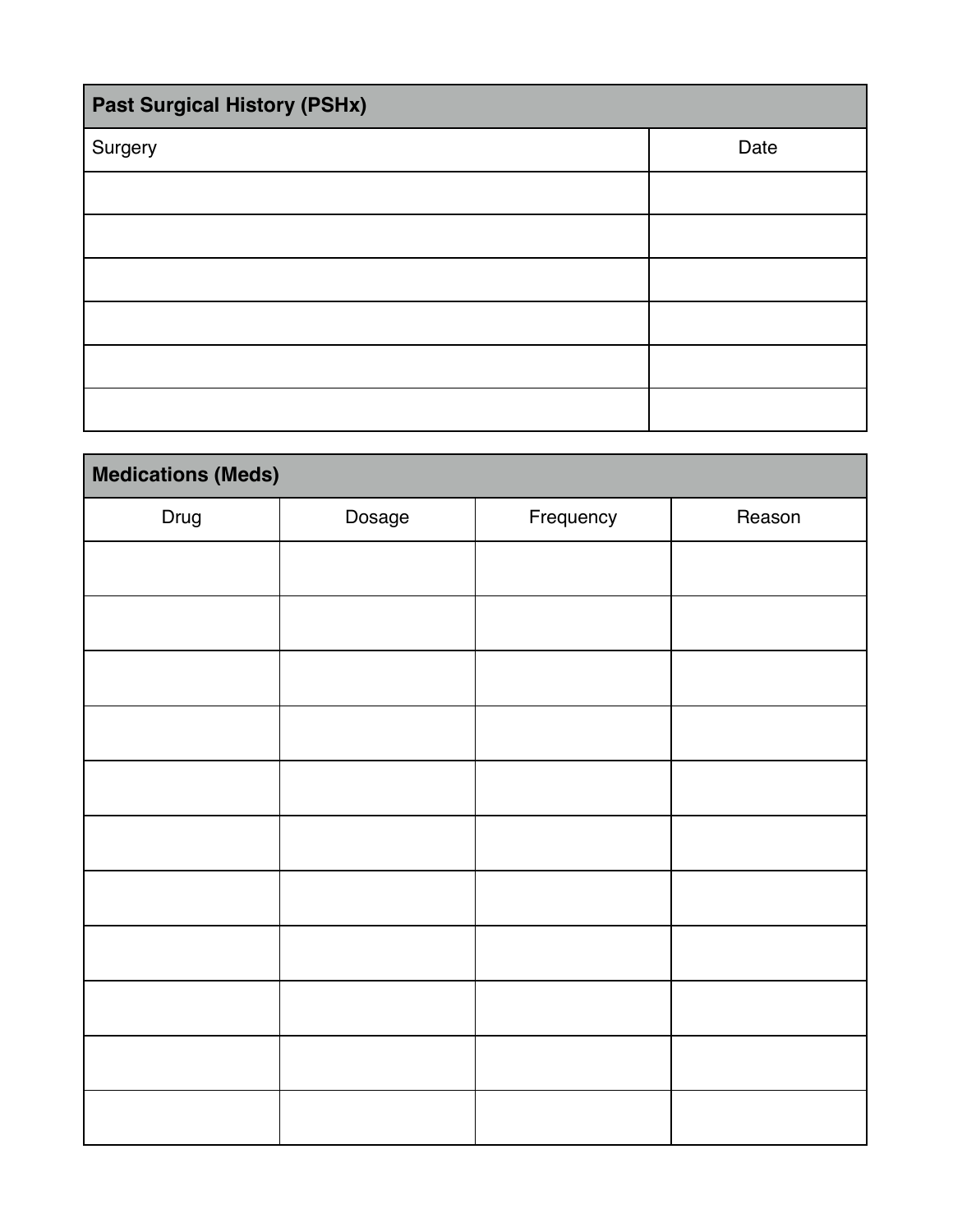## Past Surgical History (PSHx)

| Surgery | Date |
| --- | --- |
| | |
| | |
| | |
| | |
| | |
| | |

## Medications (Meds)

| Drug | Dosage | Frequency | Reason |
| --- | --- | --- | --- |
| | | | |
| | | | |
| | | | |
| | | | |
| | | | |
| | | | |
| | | | |
| | | | |
| | | | |
| | | | |
| | | | |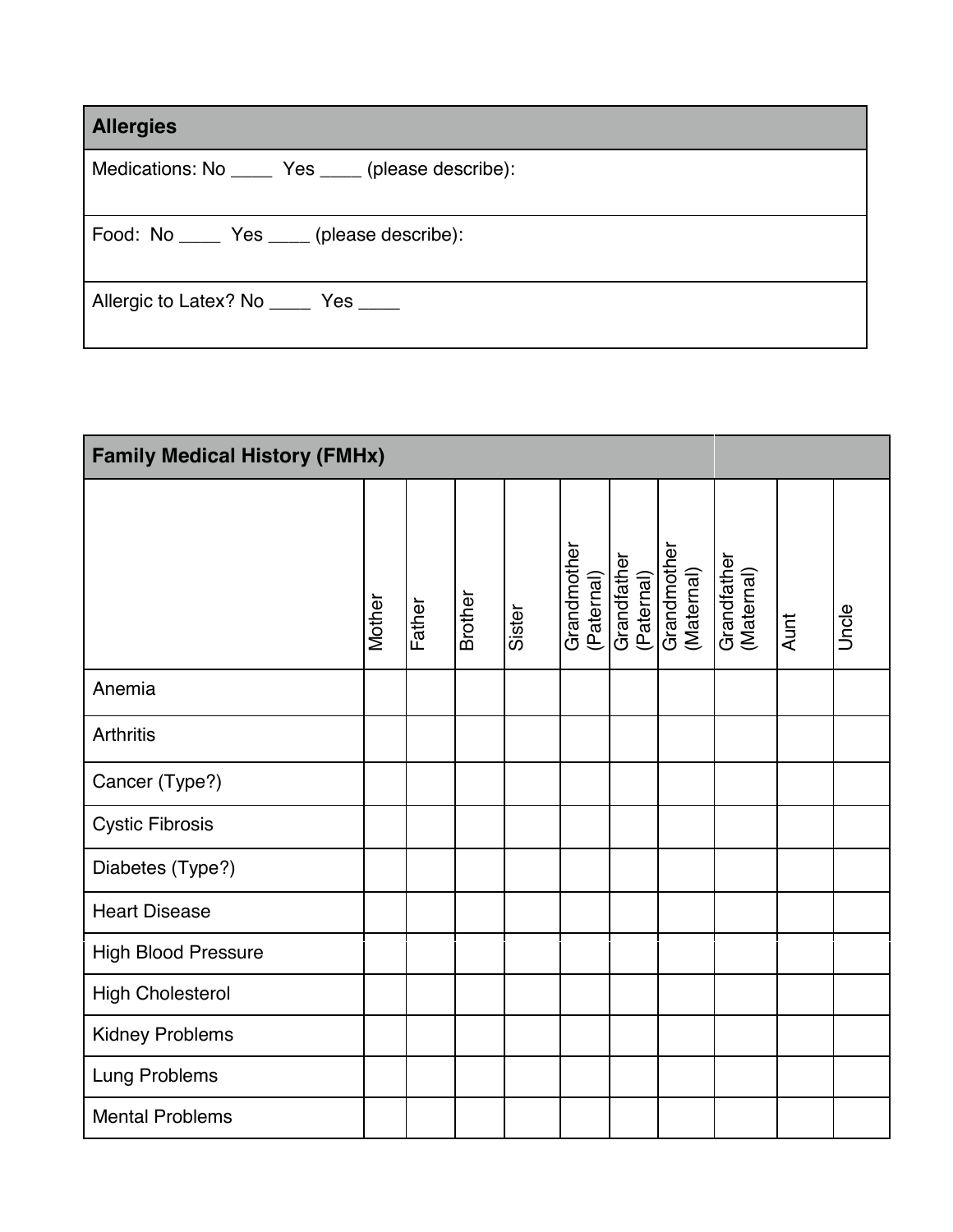| Allergies |
| --- |
| Medications: No ____ Yes ____ (please describe): |
| Food: No ____ Yes ____ (please describe): |
| Allergic to Latex? No ____ Yes ____ |

**Family Medical History (FMHx)**

| | Mother | Father | Brother | Sister | Grandmother (Paternal) | Grandfather (Paternal) | Grandmother (Maternal) | Grandfather (Maternal) | Aunt | Uncle |
| --- | --- | --- | --- | --- | --- | --- | --- | --- | --- | --- |
| Anemia | | | | | | | | | | |
| Arthritis | | | | | | | | | | |
| Cancer (Type?) | | | | | | | | | | |
| Cystic Fibrosis | | | | | | | | | | |
| Diabetes (Type?) | | | | | | | | | | |
| Heart Disease | | | | | | | | | | |
| High Blood Pressure | | | | | | | | | | |
| High Cholesterol | | | | | | | | | | |
| Kidney Problems | | | | | | | | | | |
| Lung Problems | | | | | | | | | | |
| Mental Problems | | | | | | | | | | |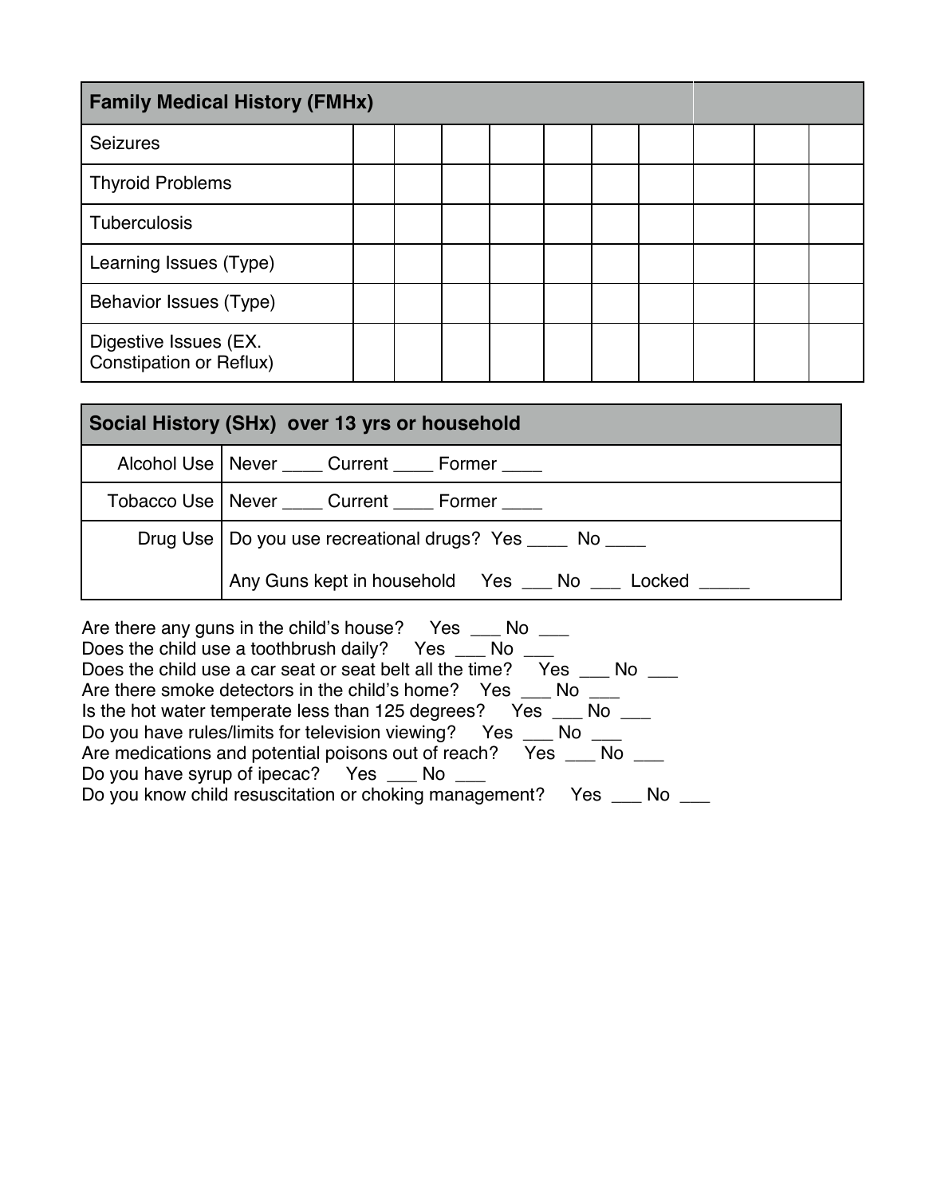| Family Medical History (FMHx) | | | | | | | | | | |
|---|---|---|---|---|---|---|---|---|---|---|
| Seizures | | | | | | | | | | |
| Thyroid Problems | | | | | | | | | | |
| Tuberculosis | | | | | | | | | | |
| Learning Issues (Type) | | | | | | | | | | |
| Behavior Issues (Type) | | | | | | | | | | |
| Digestive Issues (EX. Constipation or Reflux) | | | | | | | | | | |

| Social History (SHx) over 13 yrs or household | |
|---|---|
| Alcohol Use | Never ____ Current ____ Former ____ |
| Tobacco Use | Never ____ Current ____ Former ____ |
| Drug Use | Do you use recreational drugs? Yes ____ No ____ |
| | Any Guns kept in household Yes ___ No ___ Locked _____ |

Are there any guns in the child's house? Yes ___ No ___
Does the child use a toothbrush daily? Yes ___ No ___
Does the child use a car seat or seat belt all the time? Yes ___ No ___
Are there smoke detectors in the child's home? Yes ___ No ___
Is the hot water temperate less than 125 degrees? Yes ___ No ___
Do you have rules/limits for television viewing? Yes ___ No ___
Are medications and potential poisons out of reach? Yes ___ No ___
Do you have syrup of ipecac? Yes ___ No ___
Do you know child resuscitation or choking management? Yes ___ No ___